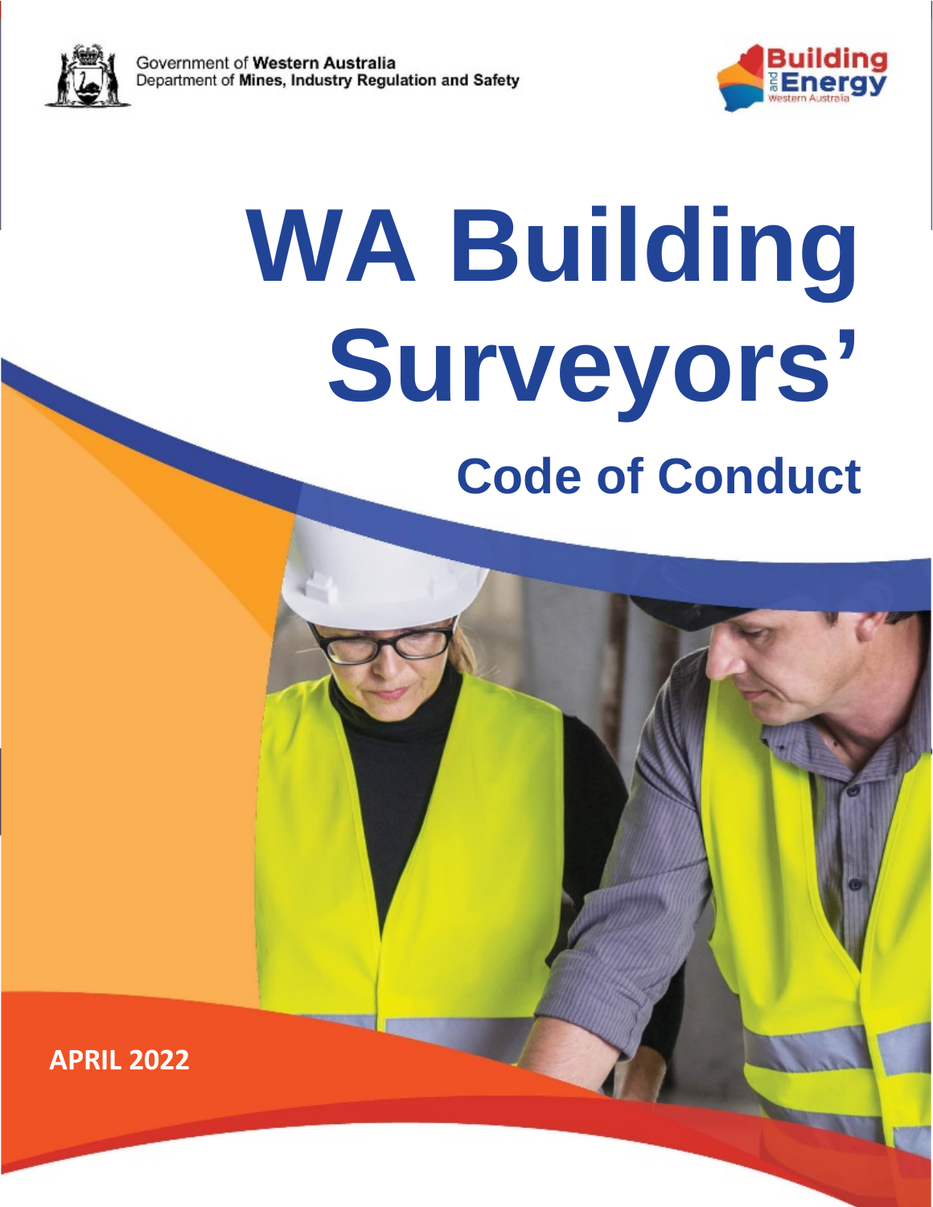Government of **Western Australia**
Department of **Mines, Industry Regulation and Safety**

Building and Energy Western Australia

# WA Building Surveyors'

## Code of Conduct

**APRIL 2022**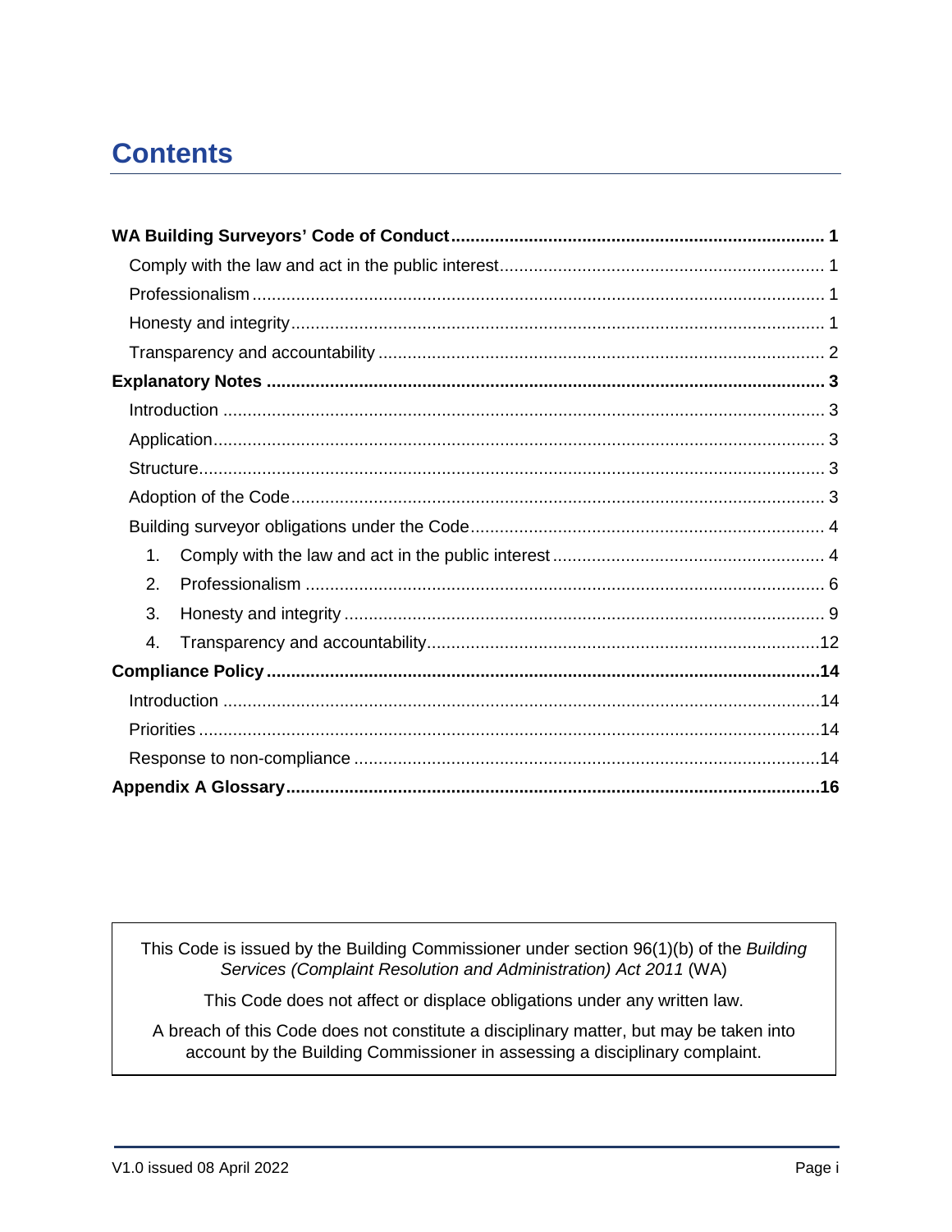# Contents

| | |
|---|---|
| **WA Building Surveyors' Code of Conduct** | **1** |
| Comply with the law and act in the public interest | 1 |
| Professionalism | 1 |
| Honesty and integrity | 1 |
| Transparency and accountability | 2 |
| **Explanatory Notes** | **3** |
| Introduction | 3 |
| Application | 3 |
| Structure | 3 |
| Adoption of the Code | 3 |
| Building surveyor obligations under the Code | 4 |
| 1. Comply with the law and act in the public interest | 4 |
| 2. Professionalism | 6 |
| 3. Honesty and integrity | 9 |
| 4. Transparency and accountability | 12 |
| **Compliance Policy** | **14** |
| Introduction | 14 |
| Priorities | 14 |
| Response to non-compliance | 14 |
| **Appendix A Glossary** | **16** |

> This Code is issued by the Building Commissioner under section 96(1)(b) of the *Building Services (Complaint Resolution and Administration) Act 2011* (WA)
>
> This Code does not affect or displace obligations under any written law.
>
> A breach of this Code does not constitute a disciplinary matter, but may be taken into account by the Building Commissioner in assessing a disciplinary complaint.

V1.0 issued 08 April 2022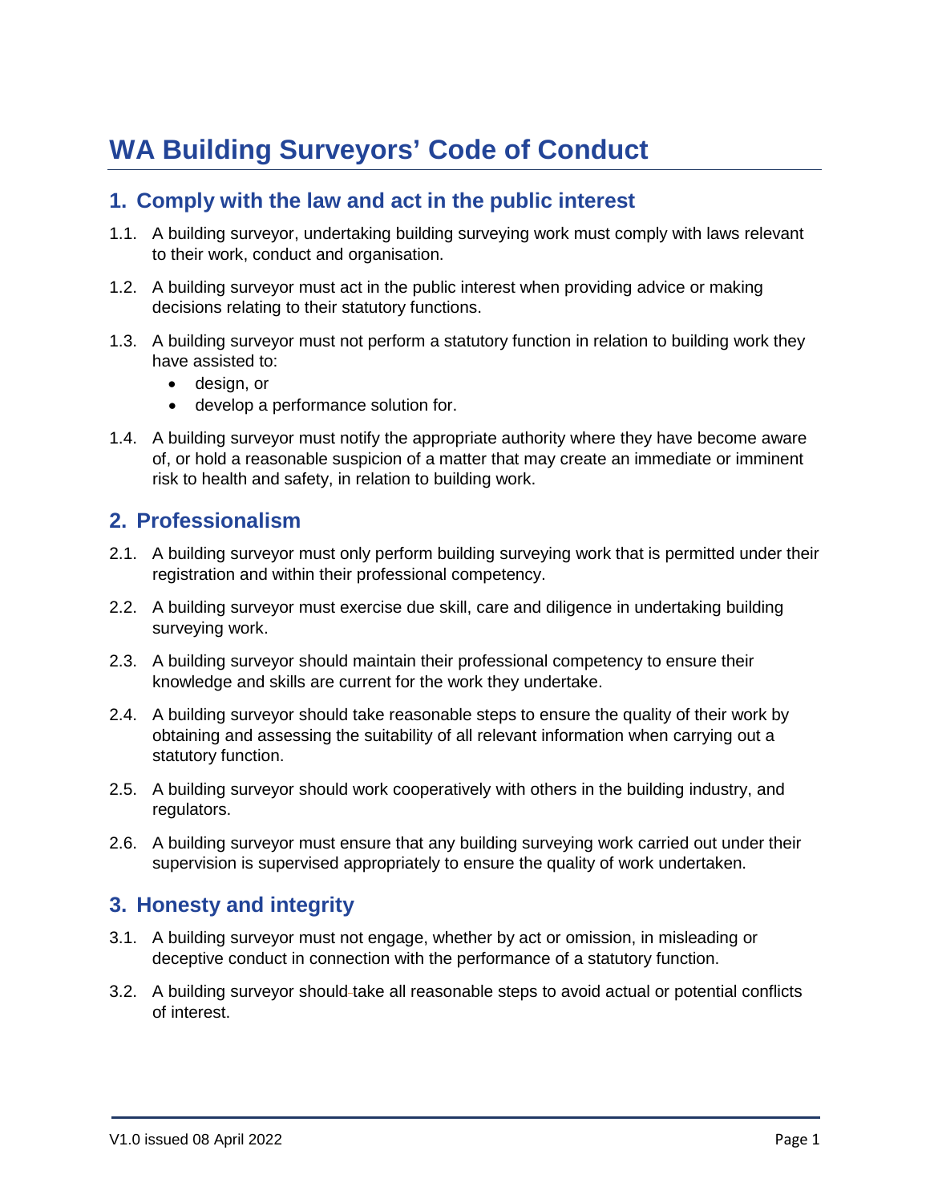# WA Building Surveyors' Code of Conduct

## 1. Comply with the law and act in the public interest

1.1. A building surveyor, undertaking building surveying work must comply with laws relevant to their work, conduct and organisation.

1.2. A building surveyor must act in the public interest when providing advice or making decisions relating to their statutory functions.

1.3. A building surveyor must not perform a statutory function in relation to building work they have assisted to:

- design, or
- develop a performance solution for.

1.4. A building surveyor must notify the appropriate authority where they have become aware of, or hold a reasonable suspicion of a matter that may create an immediate or imminent risk to health and safety, in relation to building work.

## 2. Professionalism

2.1. A building surveyor must only perform building surveying work that is permitted under their registration and within their professional competency.

2.2. A building surveyor must exercise due skill, care and diligence in undertaking building surveying work.

2.3. A building surveyor should maintain their professional competency to ensure their knowledge and skills are current for the work they undertake.

2.4. A building surveyor should take reasonable steps to ensure the quality of their work by obtaining and assessing the suitability of all relevant information when carrying out a statutory function.

2.5. A building surveyor should work cooperatively with others in the building industry, and regulators.

2.6. A building surveyor must ensure that any building surveying work carried out under their supervision is supervised appropriately to ensure the quality of work undertaken.

## 3. Honesty and integrity

3.1. A building surveyor must not engage, whether by act or omission, in misleading or deceptive conduct in connection with the performance of a statutory function.

3.2. A building surveyor should take all reasonable steps to avoid actual or potential conflicts of interest.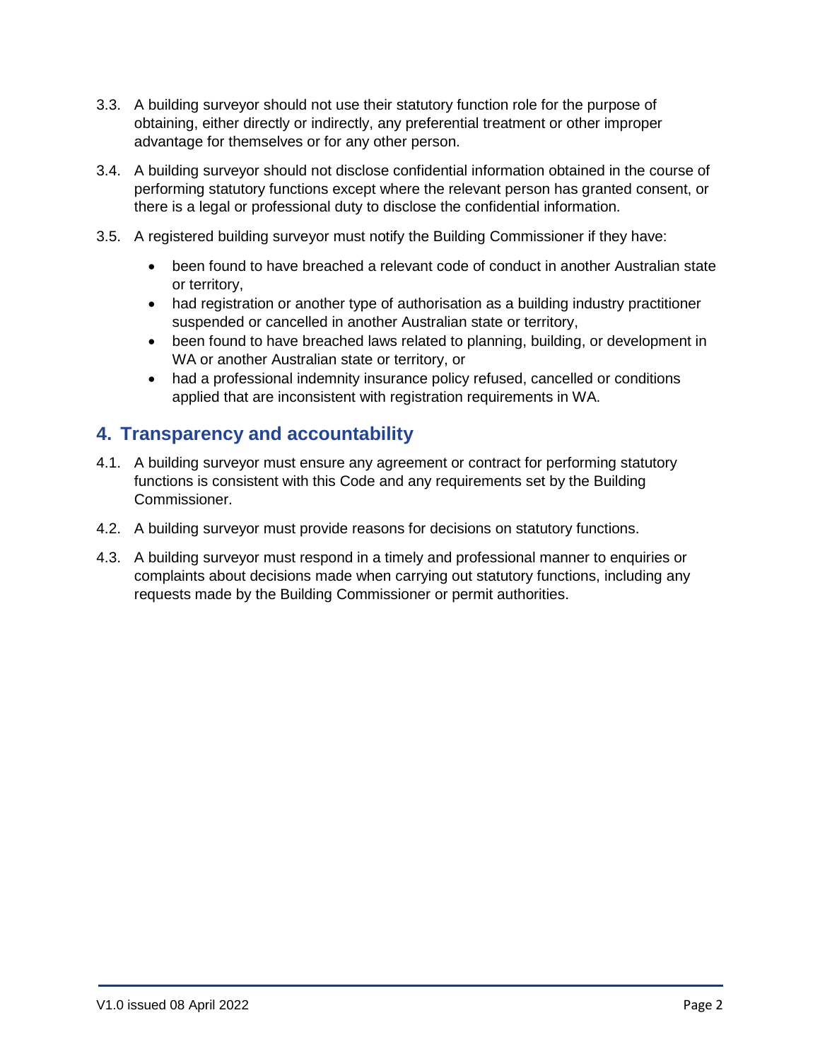3.3. A building surveyor should not use their statutory function role for the purpose of obtaining, either directly or indirectly, any preferential treatment or other improper advantage for themselves or for any other person.

3.4. A building surveyor should not disclose confidential information obtained in the course of performing statutory functions except where the relevant person has granted consent, or there is a legal or professional duty to disclose the confidential information.

3.5. A registered building surveyor must notify the Building Commissioner if they have:

- been found to have breached a relevant code of conduct in another Australian state or territory,
- had registration or another type of authorisation as a building industry practitioner suspended or cancelled in another Australian state or territory,
- been found to have breached laws related to planning, building, or development in WA or another Australian state or territory, or
- had a professional indemnity insurance policy refused, cancelled or conditions applied that are inconsistent with registration requirements in WA.

## 4. Transparency and accountability

4.1. A building surveyor must ensure any agreement or contract for performing statutory functions is consistent with this Code and any requirements set by the Building Commissioner.

4.2. A building surveyor must provide reasons for decisions on statutory functions.

4.3. A building surveyor must respond in a timely and professional manner to enquiries or complaints about decisions made when carrying out statutory functions, including any requests made by the Building Commissioner or permit authorities.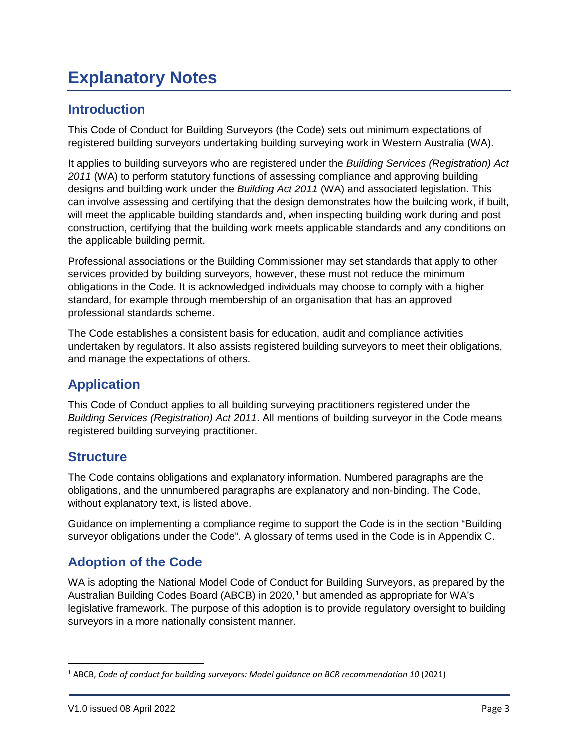# Explanatory Notes

## Introduction

This Code of Conduct for Building Surveyors (the Code) sets out minimum expectations of registered building surveyors undertaking building surveying work in Western Australia (WA).

It applies to building surveyors who are registered under the *Building Services (Registration) Act 2011* (WA) to perform statutory functions of assessing compliance and approving building designs and building work under the *Building Act 2011* (WA) and associated legislation. This can involve assessing and certifying that the design demonstrates how the building work, if built, will meet the applicable building standards and, when inspecting building work during and post construction, certifying that the building work meets applicable standards and any conditions on the applicable building permit.

Professional associations or the Building Commissioner may set standards that apply to other services provided by building surveyors, however, these must not reduce the minimum obligations in the Code. It is acknowledged individuals may choose to comply with a higher standard, for example through membership of an organisation that has an approved professional standards scheme.

The Code establishes a consistent basis for education, audit and compliance activities undertaken by regulators. It also assists registered building surveyors to meet their obligations, and manage the expectations of others.

## Application

This Code of Conduct applies to all building surveying practitioners registered under the *Building Services (Registration) Act 2011*. All mentions of building surveyor in the Code means registered building surveying practitioner.

## Structure

The Code contains obligations and explanatory information. Numbered paragraphs are the obligations, and the unnumbered paragraphs are explanatory and non-binding. The Code, without explanatory text, is listed above.

Guidance on implementing a compliance regime to support the Code is in the section "Building surveyor obligations under the Code". A glossary of terms used in the Code is in Appendix C.

## Adoption of the Code

WA is adopting the National Model Code of Conduct for Building Surveyors, as prepared by the Australian Building Codes Board (ABCB) in 2020,[1] but amended as appropriate for WA's legislative framework. The purpose of this adoption is to provide regulatory oversight to building surveyors in a more nationally consistent manner.

---

[1] ABCB, *Code of conduct for building surveyors: Model guidance on BCR recommendation 10* (2021)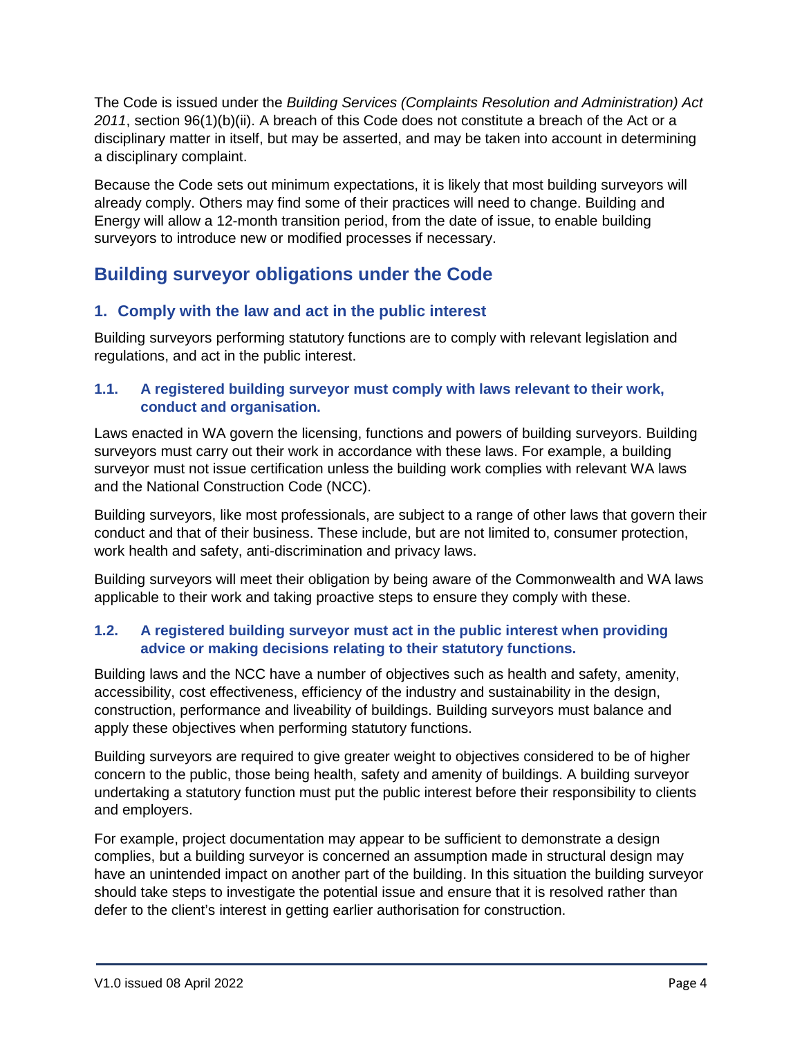The Code is issued under the *Building Services (Complaints Resolution and Administration) Act 2011*, section 96(1)(b)(ii). A breach of this Code does not constitute a breach of the Act or a disciplinary matter in itself, but may be asserted, and may be taken into account in determining a disciplinary complaint.

Because the Code sets out minimum expectations, it is likely that most building surveyors will already comply. Others may find some of their practices will need to change. Building and Energy will allow a 12-month transition period, from the date of issue, to enable building surveyors to introduce new or modified processes if necessary.

## Building surveyor obligations under the Code

### 1. Comply with the law and act in the public interest

Building surveyors performing statutory functions are to comply with relevant legislation and regulations, and act in the public interest.

#### 1.1. A registered building surveyor must comply with laws relevant to their work, conduct and organisation.

Laws enacted in WA govern the licensing, functions and powers of building surveyors. Building surveyors must carry out their work in accordance with these laws. For example, a building surveyor must not issue certification unless the building work complies with relevant WA laws and the National Construction Code (NCC).

Building surveyors, like most professionals, are subject to a range of other laws that govern their conduct and that of their business. These include, but are not limited to, consumer protection, work health and safety, anti-discrimination and privacy laws.

Building surveyors will meet their obligation by being aware of the Commonwealth and WA laws applicable to their work and taking proactive steps to ensure they comply with these.

#### 1.2. A registered building surveyor must act in the public interest when providing advice or making decisions relating to their statutory functions.

Building laws and the NCC have a number of objectives such as health and safety, amenity, accessibility, cost effectiveness, efficiency of the industry and sustainability in the design, construction, performance and liveability of buildings. Building surveyors must balance and apply these objectives when performing statutory functions.

Building surveyors are required to give greater weight to objectives considered to be of higher concern to the public, those being health, safety and amenity of buildings. A building surveyor undertaking a statutory function must put the public interest before their responsibility to clients and employers.

For example, project documentation may appear to be sufficient to demonstrate a design complies, but a building surveyor is concerned an assumption made in structural design may have an unintended impact on another part of the building. In this situation the building surveyor should take steps to investigate the potential issue and ensure that it is resolved rather than defer to the client's interest in getting earlier authorisation for construction.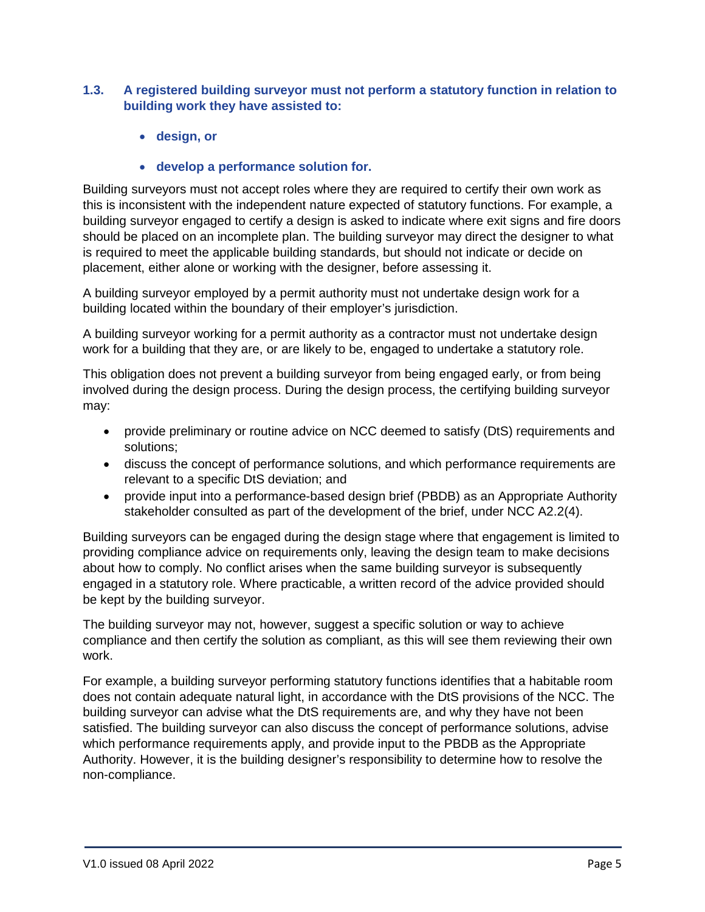### 1.3. A registered building surveyor must not perform a statutory function in relation to building work they have assisted to:

- **design, or**
- **develop a performance solution for.**

Building surveyors must not accept roles where they are required to certify their own work as this is inconsistent with the independent nature expected of statutory functions. For example, a building surveyor engaged to certify a design is asked to indicate where exit signs and fire doors should be placed on an incomplete plan. The building surveyor may direct the designer to what is required to meet the applicable building standards, but should not indicate or decide on placement, either alone or working with the designer, before assessing it.

A building surveyor employed by a permit authority must not undertake design work for a building located within the boundary of their employer's jurisdiction.

A building surveyor working for a permit authority as a contractor must not undertake design work for a building that they are, or are likely to be, engaged to undertake a statutory role.

This obligation does not prevent a building surveyor from being engaged early, or from being involved during the design process. During the design process, the certifying building surveyor may:

- provide preliminary or routine advice on NCC deemed to satisfy (DtS) requirements and solutions;
- discuss the concept of performance solutions, and which performance requirements are relevant to a specific DtS deviation; and
- provide input into a performance-based design brief (PBDB) as an Appropriate Authority stakeholder consulted as part of the development of the brief, under NCC A2.2(4).

Building surveyors can be engaged during the design stage where that engagement is limited to providing compliance advice on requirements only, leaving the design team to make decisions about how to comply. No conflict arises when the same building surveyor is subsequently engaged in a statutory role. Where practicable, a written record of the advice provided should be kept by the building surveyor.

The building surveyor may not, however, suggest a specific solution or way to achieve compliance and then certify the solution as compliant, as this will see them reviewing their own work.

For example, a building surveyor performing statutory functions identifies that a habitable room does not contain adequate natural light, in accordance with the DtS provisions of the NCC. The building surveyor can advise what the DtS requirements are, and why they have not been satisfied. The building surveyor can also discuss the concept of performance solutions, advise which performance requirements apply, and provide input to the PBDB as the Appropriate Authority. However, it is the building designer's responsibility to determine how to resolve the non-compliance.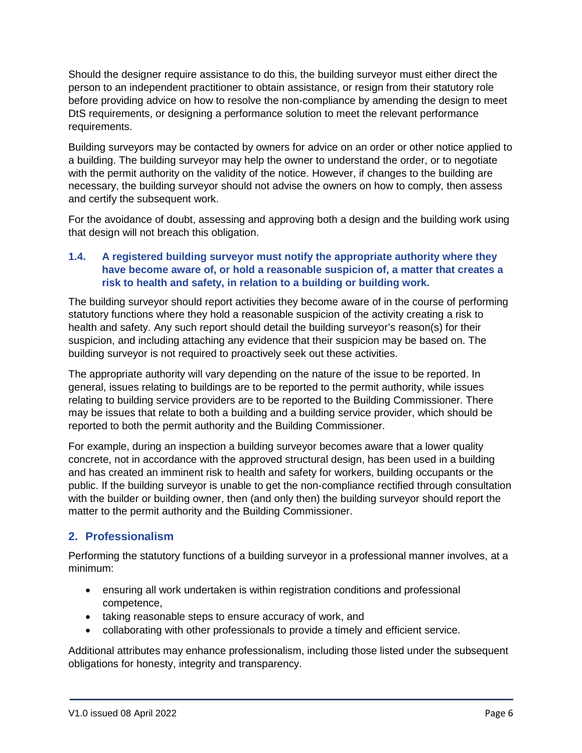Should the designer require assistance to do this, the building surveyor must either direct the person to an independent practitioner to obtain assistance, or resign from their statutory role before providing advice on how to resolve the non-compliance by amending the design to meet DtS requirements, or designing a performance solution to meet the relevant performance requirements.

Building surveyors may be contacted by owners for advice on an order or other notice applied to a building. The building surveyor may help the owner to understand the order, or to negotiate with the permit authority on the validity of the notice. However, if changes to the building are necessary, the building surveyor should not advise the owners on how to comply, then assess and certify the subsequent work.

For the avoidance of doubt, assessing and approving both a design and the building work using that design will not breach this obligation.

### 1.4. A registered building surveyor must notify the appropriate authority where they have become aware of, or hold a reasonable suspicion of, a matter that creates a risk to health and safety, in relation to a building or building work.

The building surveyor should report activities they become aware of in the course of performing statutory functions where they hold a reasonable suspicion of the activity creating a risk to health and safety. Any such report should detail the building surveyor's reason(s) for their suspicion, and including attaching any evidence that their suspicion may be based on. The building surveyor is not required to proactively seek out these activities.

The appropriate authority will vary depending on the nature of the issue to be reported. In general, issues relating to buildings are to be reported to the permit authority, while issues relating to building service providers are to be reported to the Building Commissioner. There may be issues that relate to both a building and a building service provider, which should be reported to both the permit authority and the Building Commissioner.

For example, during an inspection a building surveyor becomes aware that a lower quality concrete, not in accordance with the approved structural design, has been used in a building and has created an imminent risk to health and safety for workers, building occupants or the public. If the building surveyor is unable to get the non-compliance rectified through consultation with the builder or building owner, then (and only then) the building surveyor should report the matter to the permit authority and the Building Commissioner.

## 2. Professionalism

Performing the statutory functions of a building surveyor in a professional manner involves, at a minimum:

- ensuring all work undertaken is within registration conditions and professional competence,
- taking reasonable steps to ensure accuracy of work, and
- collaborating with other professionals to provide a timely and efficient service.

Additional attributes may enhance professionalism, including those listed under the subsequent obligations for honesty, integrity and transparency.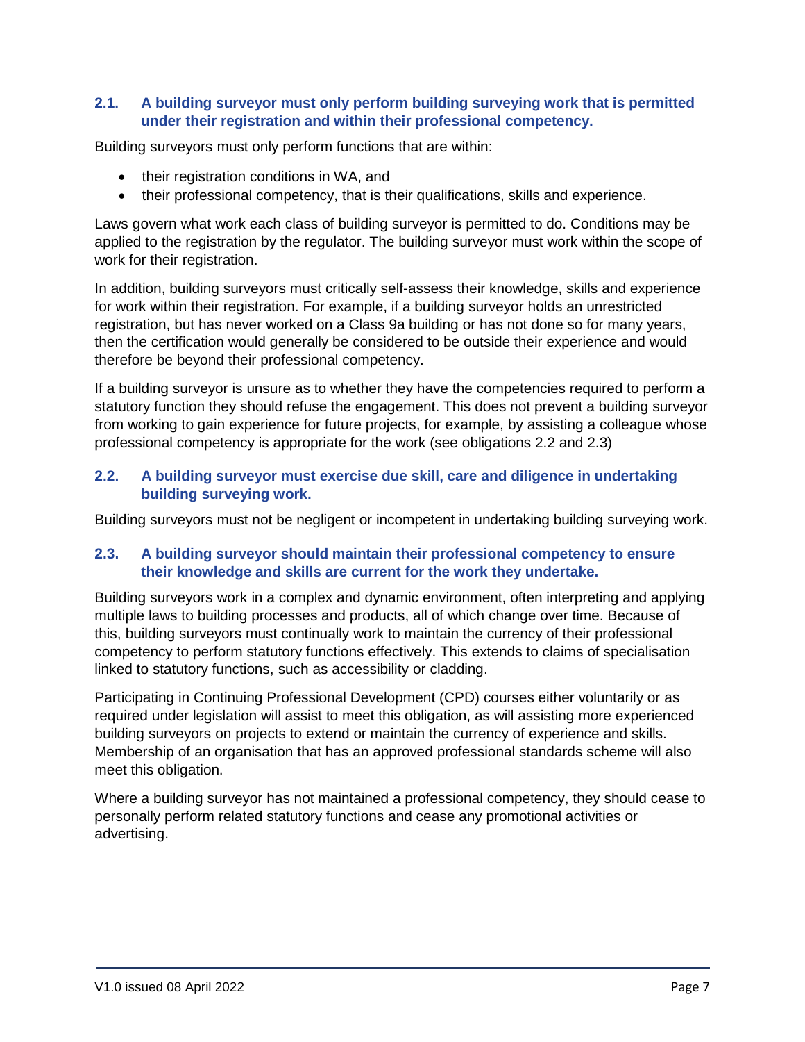### 2.1. A building surveyor must only perform building surveying work that is permitted under their registration and within their professional competency.

Building surveyors must only perform functions that are within:

- their registration conditions in WA, and
- their professional competency, that is their qualifications, skills and experience.

Laws govern what work each class of building surveyor is permitted to do. Conditions may be applied to the registration by the regulator. The building surveyor must work within the scope of work for their registration.

In addition, building surveyors must critically self-assess their knowledge, skills and experience for work within their registration. For example, if a building surveyor holds an unrestricted registration, but has never worked on a Class 9a building or has not done so for many years, then the certification would generally be considered to be outside their experience and would therefore be beyond their professional competency.

If a building surveyor is unsure as to whether they have the competencies required to perform a statutory function they should refuse the engagement. This does not prevent a building surveyor from working to gain experience for future projects, for example, by assisting a colleague whose professional competency is appropriate for the work (see obligations 2.2 and 2.3)

### 2.2. A building surveyor must exercise due skill, care and diligence in undertaking building surveying work.

Building surveyors must not be negligent or incompetent in undertaking building surveying work.

### 2.3. A building surveyor should maintain their professional competency to ensure their knowledge and skills are current for the work they undertake.

Building surveyors work in a complex and dynamic environment, often interpreting and applying multiple laws to building processes and products, all of which change over time. Because of this, building surveyors must continually work to maintain the currency of their professional competency to perform statutory functions effectively. This extends to claims of specialisation linked to statutory functions, such as accessibility or cladding.

Participating in Continuing Professional Development (CPD) courses either voluntarily or as required under legislation will assist to meet this obligation, as will assisting more experienced building surveyors on projects to extend or maintain the currency of experience and skills. Membership of an organisation that has an approved professional standards scheme will also meet this obligation.

Where a building surveyor has not maintained a professional competency, they should cease to personally perform related statutory functions and cease any promotional activities or advertising.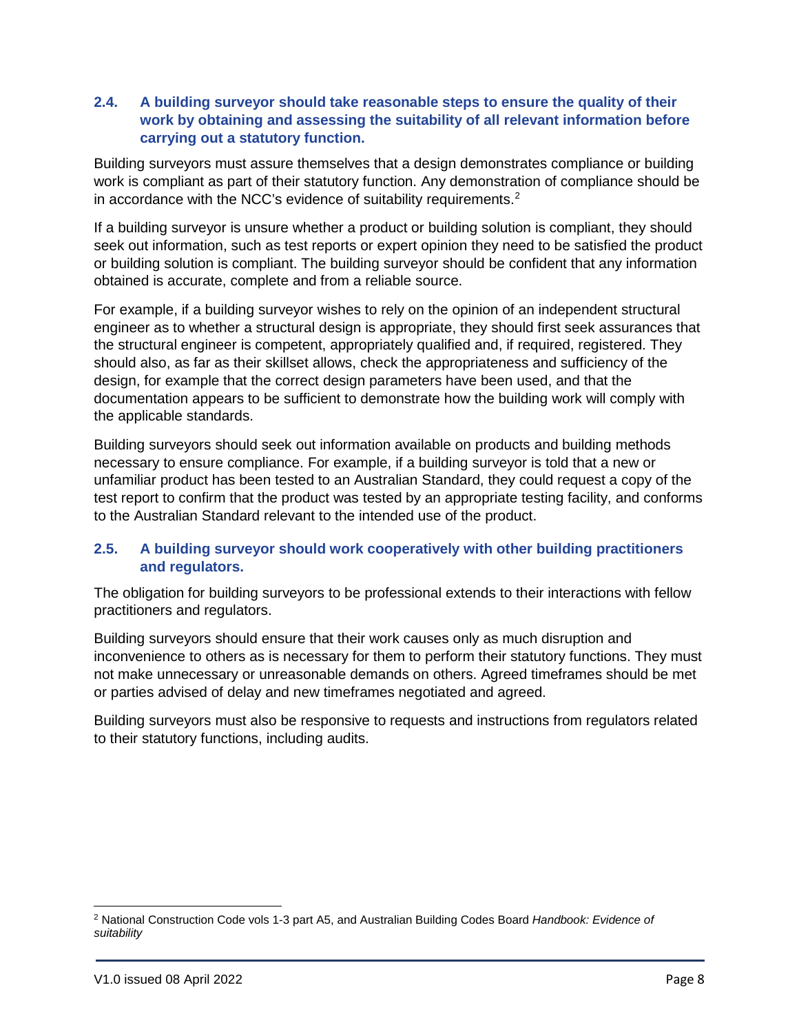### 2.4. A building surveyor should take reasonable steps to ensure the quality of their work by obtaining and assessing the suitability of all relevant information before carrying out a statutory function.

Building surveyors must assure themselves that a design demonstrates compliance or building work is compliant as part of their statutory function. Any demonstration of compliance should be in accordance with the NCC's evidence of suitability requirements.[2]

If a building surveyor is unsure whether a product or building solution is compliant, they should seek out information, such as test reports or expert opinion they need to be satisfied the product or building solution is compliant. The building surveyor should be confident that any information obtained is accurate, complete and from a reliable source.

For example, if a building surveyor wishes to rely on the opinion of an independent structural engineer as to whether a structural design is appropriate, they should first seek assurances that the structural engineer is competent, appropriately qualified and, if required, registered. They should also, as far as their skillset allows, check the appropriateness and sufficiency of the design, for example that the correct design parameters have been used, and that the documentation appears to be sufficient to demonstrate how the building work will comply with the applicable standards.

Building surveyors should seek out information available on products and building methods necessary to ensure compliance. For example, if a building surveyor is told that a new or unfamiliar product has been tested to an Australian Standard, they could request a copy of the test report to confirm that the product was tested by an appropriate testing facility, and conforms to the Australian Standard relevant to the intended use of the product.

### 2.5. A building surveyor should work cooperatively with other building practitioners and regulators.

The obligation for building surveyors to be professional extends to their interactions with fellow practitioners and regulators.

Building surveyors should ensure that their work causes only as much disruption and inconvenience to others as is necessary for them to perform their statutory functions. They must not make unnecessary or unreasonable demands on others. Agreed timeframes should be met or parties advised of delay and new timeframes negotiated and agreed.

Building surveyors must also be responsive to requests and instructions from regulators related to their statutory functions, including audits.

---

[2] National Construction Code vols 1-3 part A5, and Australian Building Codes Board *Handbook: Evidence of suitability*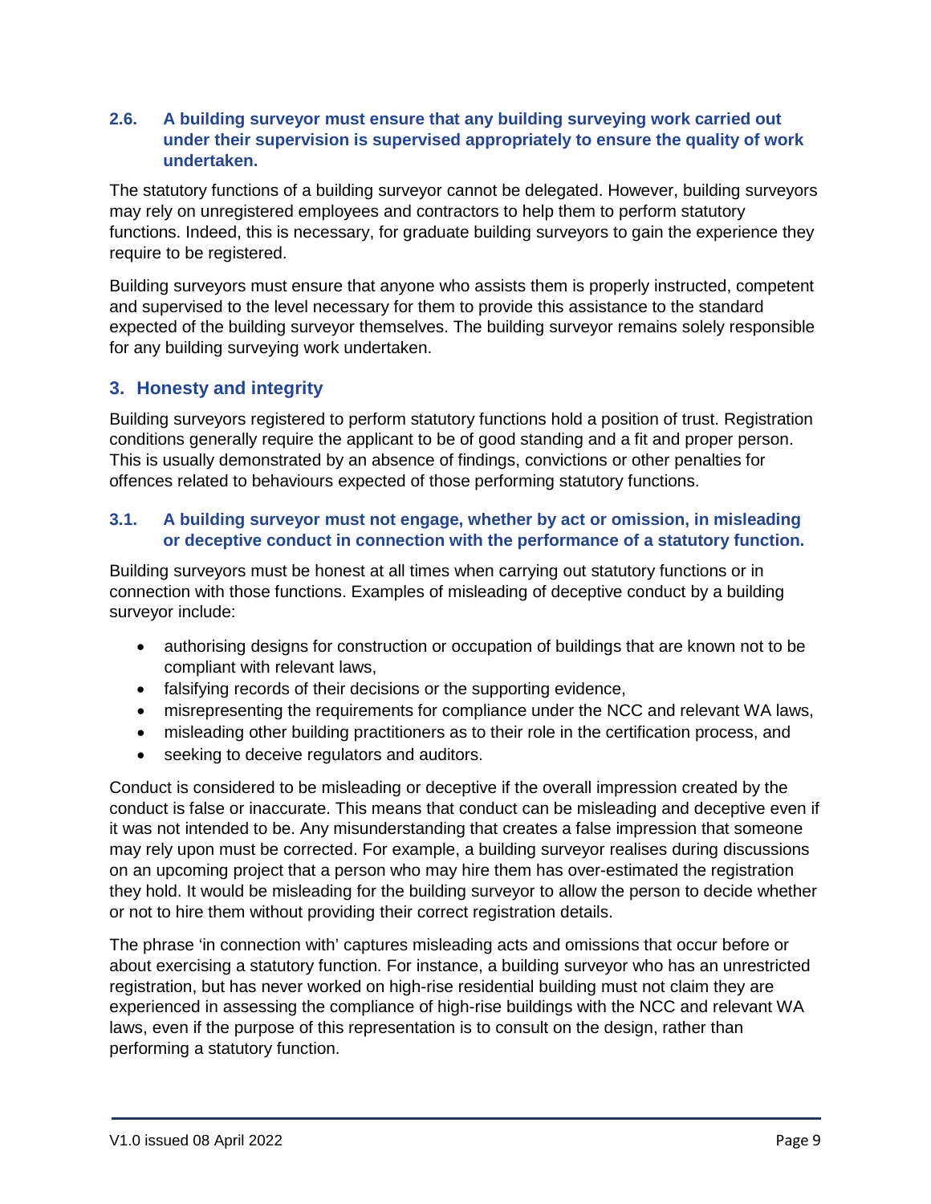### 2.6. A building surveyor must ensure that any building surveying work carried out under their supervision is supervised appropriately to ensure the quality of work undertaken.

The statutory functions of a building surveyor cannot be delegated. However, building surveyors may rely on unregistered employees and contractors to help them to perform statutory functions. Indeed, this is necessary, for graduate building surveyors to gain the experience they require to be registered.

Building surveyors must ensure that anyone who assists them is properly instructed, competent and supervised to the level necessary for them to provide this assistance to the standard expected of the building surveyor themselves. The building surveyor remains solely responsible for any building surveying work undertaken.

## 3. Honesty and integrity

Building surveyors registered to perform statutory functions hold a position of trust. Registration conditions generally require the applicant to be of good standing and a fit and proper person. This is usually demonstrated by an absence of findings, convictions or other penalties for offences related to behaviours expected of those performing statutory functions.

### 3.1. A building surveyor must not engage, whether by act or omission, in misleading or deceptive conduct in connection with the performance of a statutory function.

Building surveyors must be honest at all times when carrying out statutory functions or in connection with those functions. Examples of misleading of deceptive conduct by a building surveyor include:

- authorising designs for construction or occupation of buildings that are known not to be compliant with relevant laws,
- falsifying records of their decisions or the supporting evidence,
- misrepresenting the requirements for compliance under the NCC and relevant WA laws,
- misleading other building practitioners as to their role in the certification process, and
- seeking to deceive regulators and auditors.

Conduct is considered to be misleading or deceptive if the overall impression created by the conduct is false or inaccurate. This means that conduct can be misleading and deceptive even if it was not intended to be. Any misunderstanding that creates a false impression that someone may rely upon must be corrected. For example, a building surveyor realises during discussions on an upcoming project that a person who may hire them has over-estimated the registration they hold. It would be misleading for the building surveyor to allow the person to decide whether or not to hire them without providing their correct registration details.

The phrase 'in connection with' captures misleading acts and omissions that occur before or about exercising a statutory function. For instance, a building surveyor who has an unrestricted registration, but has never worked on high-rise residential building must not claim they are experienced in assessing the compliance of high-rise buildings with the NCC and relevant WA laws, even if the purpose of this representation is to consult on the design, rather than performing a statutory function.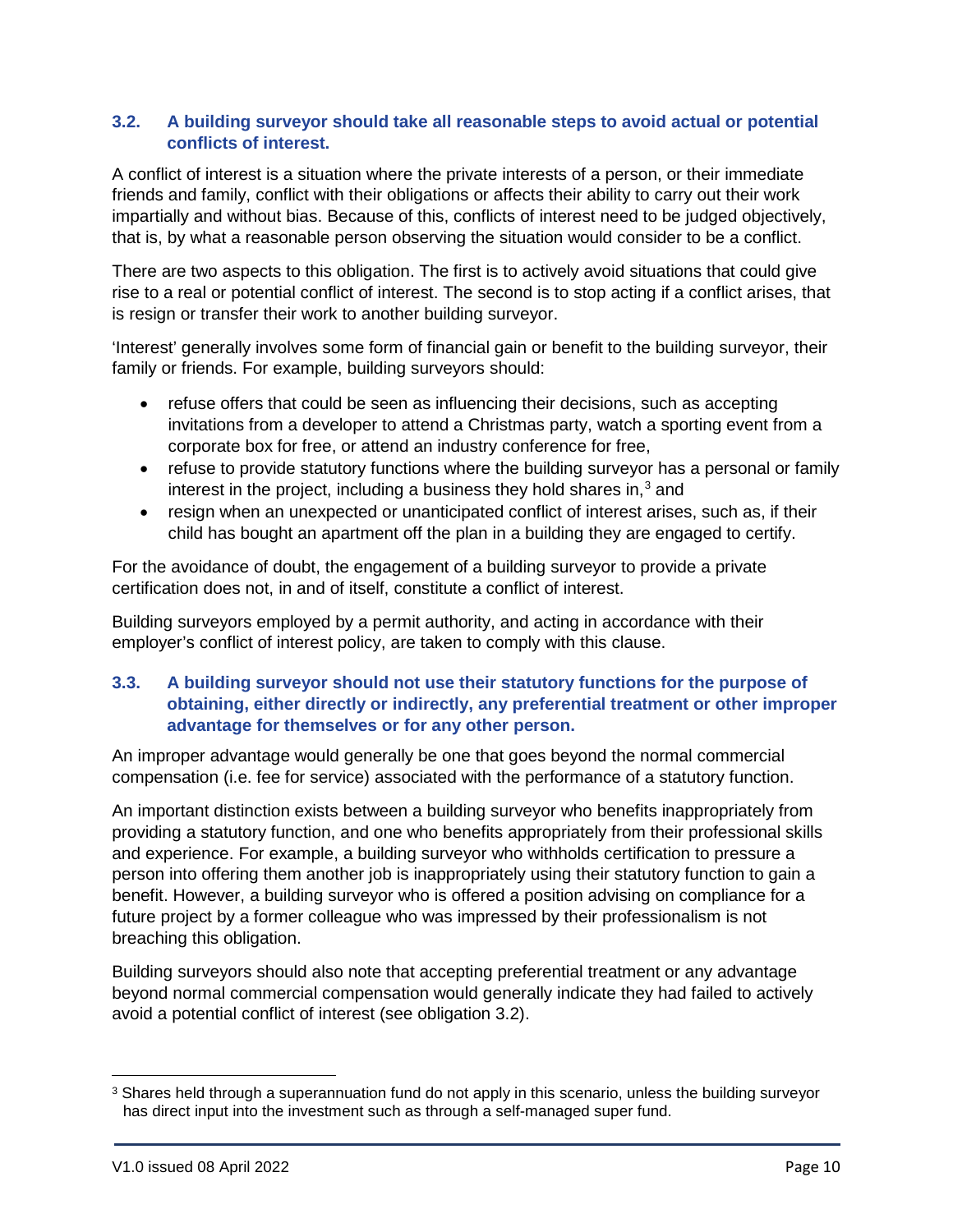### 3.2. A building surveyor should take all reasonable steps to avoid actual or potential conflicts of interest.

A conflict of interest is a situation where the private interests of a person, or their immediate friends and family, conflict with their obligations or affects their ability to carry out their work impartially and without bias. Because of this, conflicts of interest need to be judged objectively, that is, by what a reasonable person observing the situation would consider to be a conflict.

There are two aspects to this obligation. The first is to actively avoid situations that could give rise to a real or potential conflict of interest. The second is to stop acting if a conflict arises, that is resign or transfer their work to another building surveyor.

'Interest' generally involves some form of financial gain or benefit to the building surveyor, their family or friends. For example, building surveyors should:

- refuse offers that could be seen as influencing their decisions, such as accepting invitations from a developer to attend a Christmas party, watch a sporting event from a corporate box for free, or attend an industry conference for free,
- refuse to provide statutory functions where the building surveyor has a personal or family interest in the project, including a business they hold shares in,[3] and
- resign when an unexpected or unanticipated conflict of interest arises, such as, if their child has bought an apartment off the plan in a building they are engaged to certify.

For the avoidance of doubt, the engagement of a building surveyor to provide a private certification does not, in and of itself, constitute a conflict of interest.

Building surveyors employed by a permit authority, and acting in accordance with their employer's conflict of interest policy, are taken to comply with this clause.

### 3.3. A building surveyor should not use their statutory functions for the purpose of obtaining, either directly or indirectly, any preferential treatment or other improper advantage for themselves or for any other person.

An improper advantage would generally be one that goes beyond the normal commercial compensation (i.e. fee for service) associated with the performance of a statutory function.

An important distinction exists between a building surveyor who benefits inappropriately from providing a statutory function, and one who benefits appropriately from their professional skills and experience. For example, a building surveyor who withholds certification to pressure a person into offering them another job is inappropriately using their statutory function to gain a benefit. However, a building surveyor who is offered a position advising on compliance for a future project by a former colleague who was impressed by their professionalism is not breaching this obligation.

Building surveyors should also note that accepting preferential treatment or any advantage beyond normal commercial compensation would generally indicate they had failed to actively avoid a potential conflict of interest (see obligation 3.2).

---

[3] Shares held through a superannuation fund do not apply in this scenario, unless the building surveyor has direct input into the investment such as through a self-managed super fund.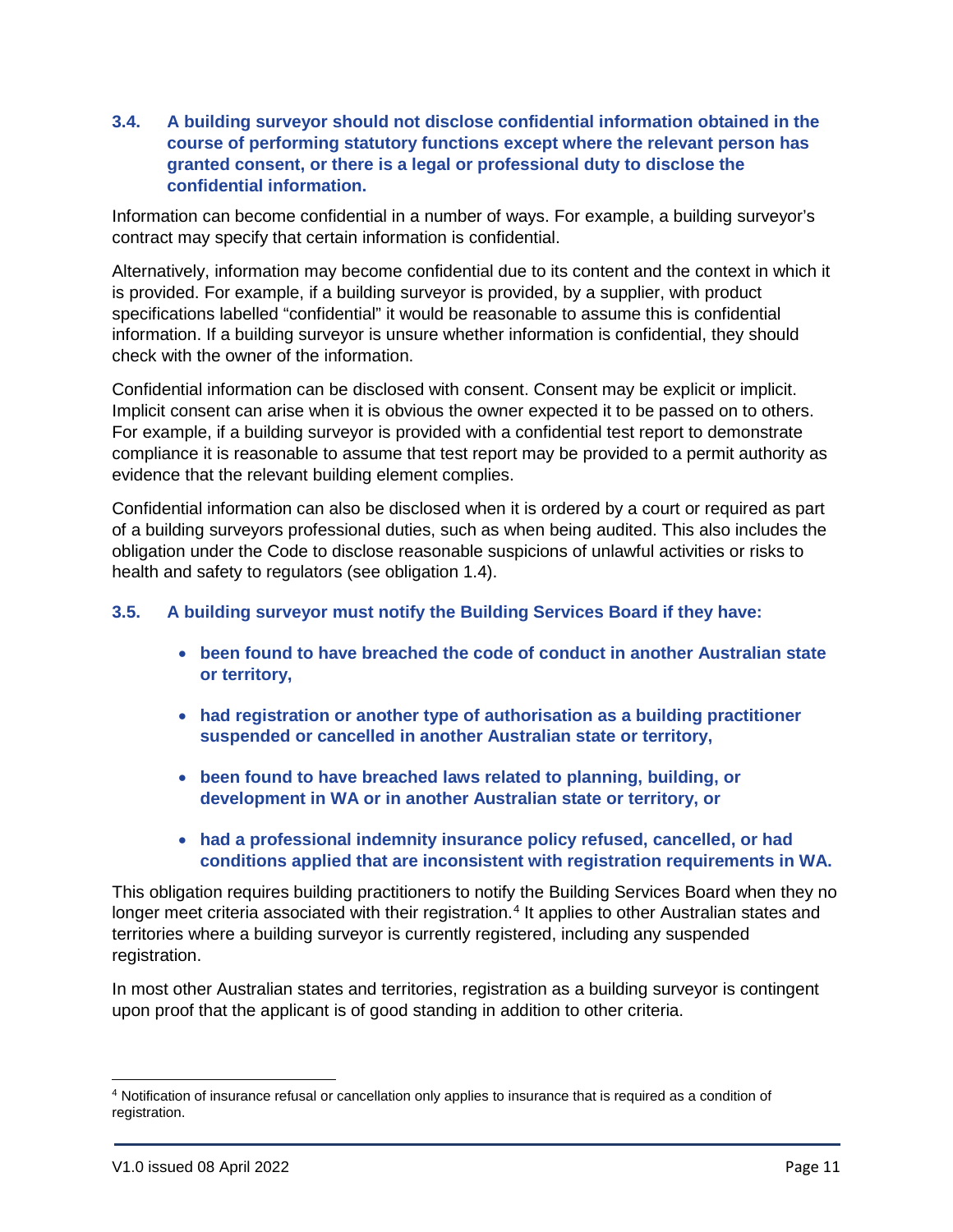### 3.4. A building surveyor should not disclose confidential information obtained in the course of performing statutory functions except where the relevant person has granted consent, or there is a legal or professional duty to disclose the confidential information.

Information can become confidential in a number of ways. For example, a building surveyor's contract may specify that certain information is confidential.

Alternatively, information may become confidential due to its content and the context in which it is provided. For example, if a building surveyor is provided, by a supplier, with product specifications labelled "confidential" it would be reasonable to assume this is confidential information. If a building surveyor is unsure whether information is confidential, they should check with the owner of the information.

Confidential information can be disclosed with consent. Consent may be explicit or implicit. Implicit consent can arise when it is obvious the owner expected it to be passed on to others. For example, if a building surveyor is provided with a confidential test report to demonstrate compliance it is reasonable to assume that test report may be provided to a permit authority as evidence that the relevant building element complies.

Confidential information can also be disclosed when it is ordered by a court or required as part of a building surveyors professional duties, such as when being audited. This also includes the obligation under the Code to disclose reasonable suspicions of unlawful activities or risks to health and safety to regulators (see obligation 1.4).

### 3.5. A building surveyor must notify the Building Services Board if they have:

- **been found to have breached the code of conduct in another Australian state or territory,**
- **had registration or another type of authorisation as a building practitioner suspended or cancelled in another Australian state or territory,**
- **been found to have breached laws related to planning, building, or development in WA or in another Australian state or territory, or**
- **had a professional indemnity insurance policy refused, cancelled, or had conditions applied that are inconsistent with registration requirements in WA.**

This obligation requires building practitioners to notify the Building Services Board when they no longer meet criteria associated with their registration.[4] It applies to other Australian states and territories where a building surveyor is currently registered, including any suspended registration.

In most other Australian states and territories, registration as a building surveyor is contingent upon proof that the applicant is of good standing in addition to other criteria.

[4] Notification of insurance refusal or cancellation only applies to insurance that is required as a condition of registration.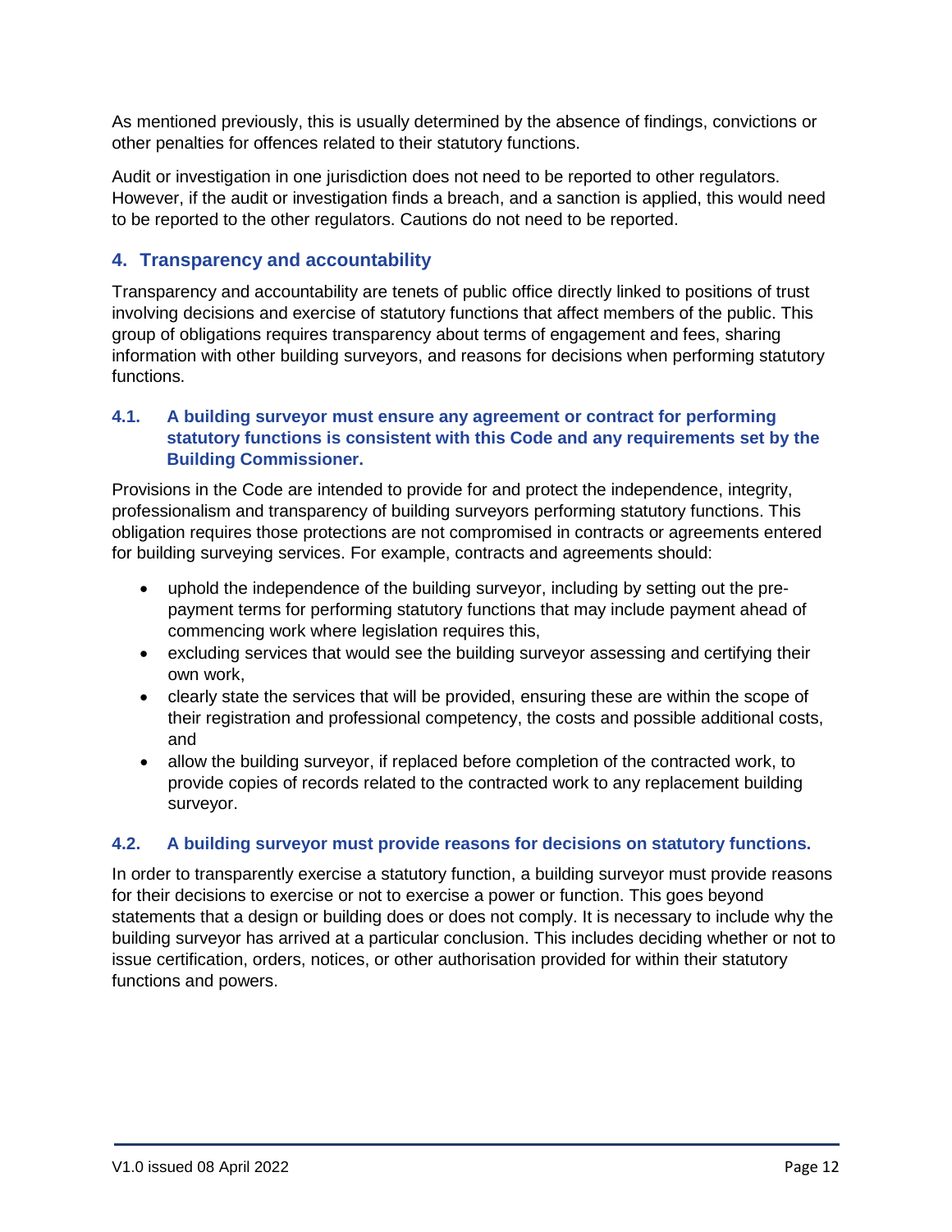As mentioned previously, this is usually determined by the absence of findings, convictions or other penalties for offences related to their statutory functions.

Audit or investigation in one jurisdiction does not need to be reported to other regulators. However, if the audit or investigation finds a breach, and a sanction is applied, this would need to be reported to the other regulators. Cautions do not need to be reported.

## 4. Transparency and accountability

Transparency and accountability are tenets of public office directly linked to positions of trust involving decisions and exercise of statutory functions that affect members of the public. This group of obligations requires transparency about terms of engagement and fees, sharing information with other building surveyors, and reasons for decisions when performing statutory functions.

### 4.1. A building surveyor must ensure any agreement or contract for performing statutory functions is consistent with this Code and any requirements set by the Building Commissioner.

Provisions in the Code are intended to provide for and protect the independence, integrity, professionalism and transparency of building surveyors performing statutory functions. This obligation requires those protections are not compromised in contracts or agreements entered for building surveying services. For example, contracts and agreements should:

- uphold the independence of the building surveyor, including by setting out the pre-payment terms for performing statutory functions that may include payment ahead of commencing work where legislation requires this,
- excluding services that would see the building surveyor assessing and certifying their own work,
- clearly state the services that will be provided, ensuring these are within the scope of their registration and professional competency, the costs and possible additional costs, and
- allow the building surveyor, if replaced before completion of the contracted work, to provide copies of records related to the contracted work to any replacement building surveyor.

### 4.2. A building surveyor must provide reasons for decisions on statutory functions.

In order to transparently exercise a statutory function, a building surveyor must provide reasons for their decisions to exercise or not to exercise a power or function. This goes beyond statements that a design or building does or does not comply. It is necessary to include why the building surveyor has arrived at a particular conclusion. This includes deciding whether or not to issue certification, orders, notices, or other authorisation provided for within their statutory functions and powers.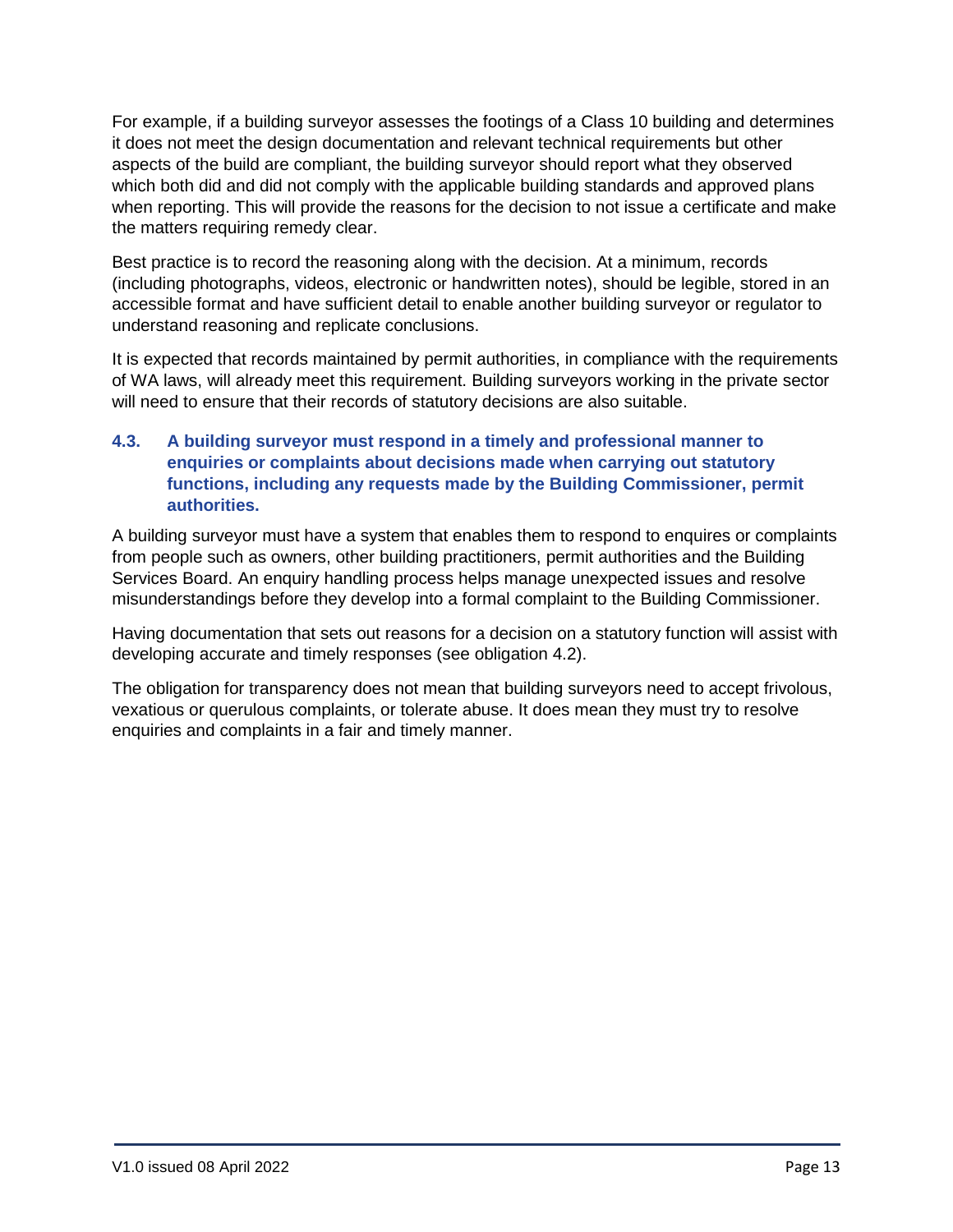For example, if a building surveyor assesses the footings of a Class 10 building and determines it does not meet the design documentation and relevant technical requirements but other aspects of the build are compliant, the building surveyor should report what they observed which both did and did not comply with the applicable building standards and approved plans when reporting. This will provide the reasons for the decision to not issue a certificate and make the matters requiring remedy clear.

Best practice is to record the reasoning along with the decision. At a minimum, records (including photographs, videos, electronic or handwritten notes), should be legible, stored in an accessible format and have sufficient detail to enable another building surveyor or regulator to understand reasoning and replicate conclusions.

It is expected that records maintained by permit authorities, in compliance with the requirements of WA laws, will already meet this requirement. Building surveyors working in the private sector will need to ensure that their records of statutory decisions are also suitable.

### 4.3. A building surveyor must respond in a timely and professional manner to enquiries or complaints about decisions made when carrying out statutory functions, including any requests made by the Building Commissioner, permit authorities.

A building surveyor must have a system that enables them to respond to enquires or complaints from people such as owners, other building practitioners, permit authorities and the Building Services Board. An enquiry handling process helps manage unexpected issues and resolve misunderstandings before they develop into a formal complaint to the Building Commissioner.

Having documentation that sets out reasons for a decision on a statutory function will assist with developing accurate and timely responses (see obligation 4.2).

The obligation for transparency does not mean that building surveyors need to accept frivolous, vexatious or querulous complaints, or tolerate abuse. It does mean they must try to resolve enquiries and complaints in a fair and timely manner.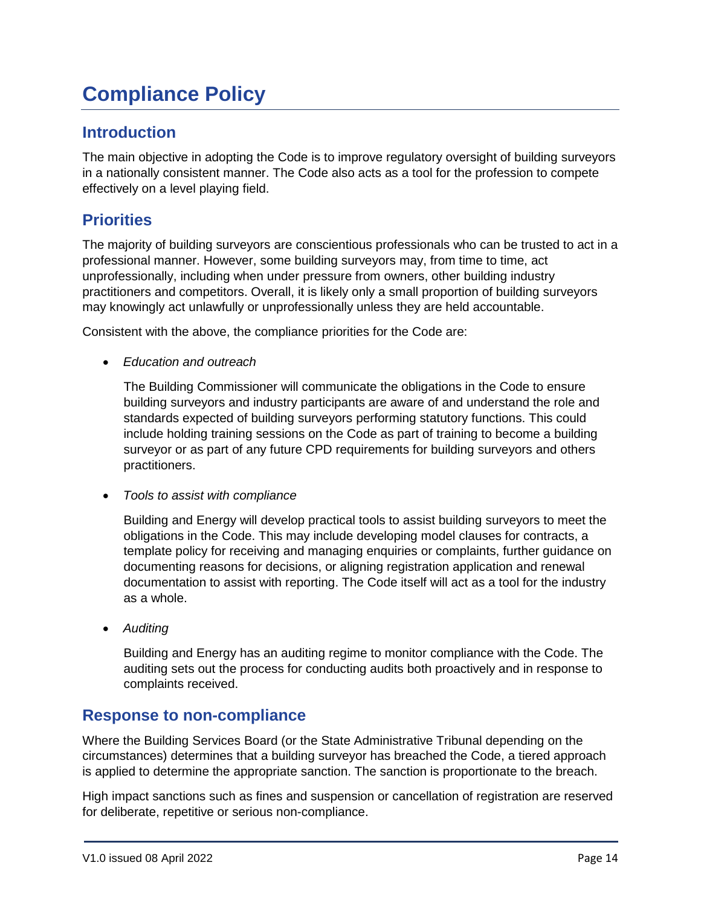# Compliance Policy

## Introduction

The main objective in adopting the Code is to improve regulatory oversight of building surveyors in a nationally consistent manner. The Code also acts as a tool for the profession to compete effectively on a level playing field.

## Priorities

The majority of building surveyors are conscientious professionals who can be trusted to act in a professional manner. However, some building surveyors may, from time to time, act unprofessionally, including when under pressure from owners, other building industry practitioners and competitors. Overall, it is likely only a small proportion of building surveyors may knowingly act unlawfully or unprofessionally unless they are held accountable.

Consistent with the above, the compliance priorities for the Code are:

- *Education and outreach*

  The Building Commissioner will communicate the obligations in the Code to ensure building surveyors and industry participants are aware of and understand the role and standards expected of building surveyors performing statutory functions. This could include holding training sessions on the Code as part of training to become a building surveyor or as part of any future CPD requirements for building surveyors and others practitioners.

- *Tools to assist with compliance*

  Building and Energy will develop practical tools to assist building surveyors to meet the obligations in the Code. This may include developing model clauses for contracts, a template policy for receiving and managing enquiries or complaints, further guidance on documenting reasons for decisions, or aligning registration application and renewal documentation to assist with reporting. The Code itself will act as a tool for the industry as a whole.

- *Auditing*

  Building and Energy has an auditing regime to monitor compliance with the Code. The auditing sets out the process for conducting audits both proactively and in response to complaints received.

## Response to non-compliance

Where the Building Services Board (or the State Administrative Tribunal depending on the circumstances) determines that a building surveyor has breached the Code, a tiered approach is applied to determine the appropriate sanction. The sanction is proportionate to the breach.

High impact sanctions such as fines and suspension or cancellation of registration are reserved for deliberate, repetitive or serious non-compliance.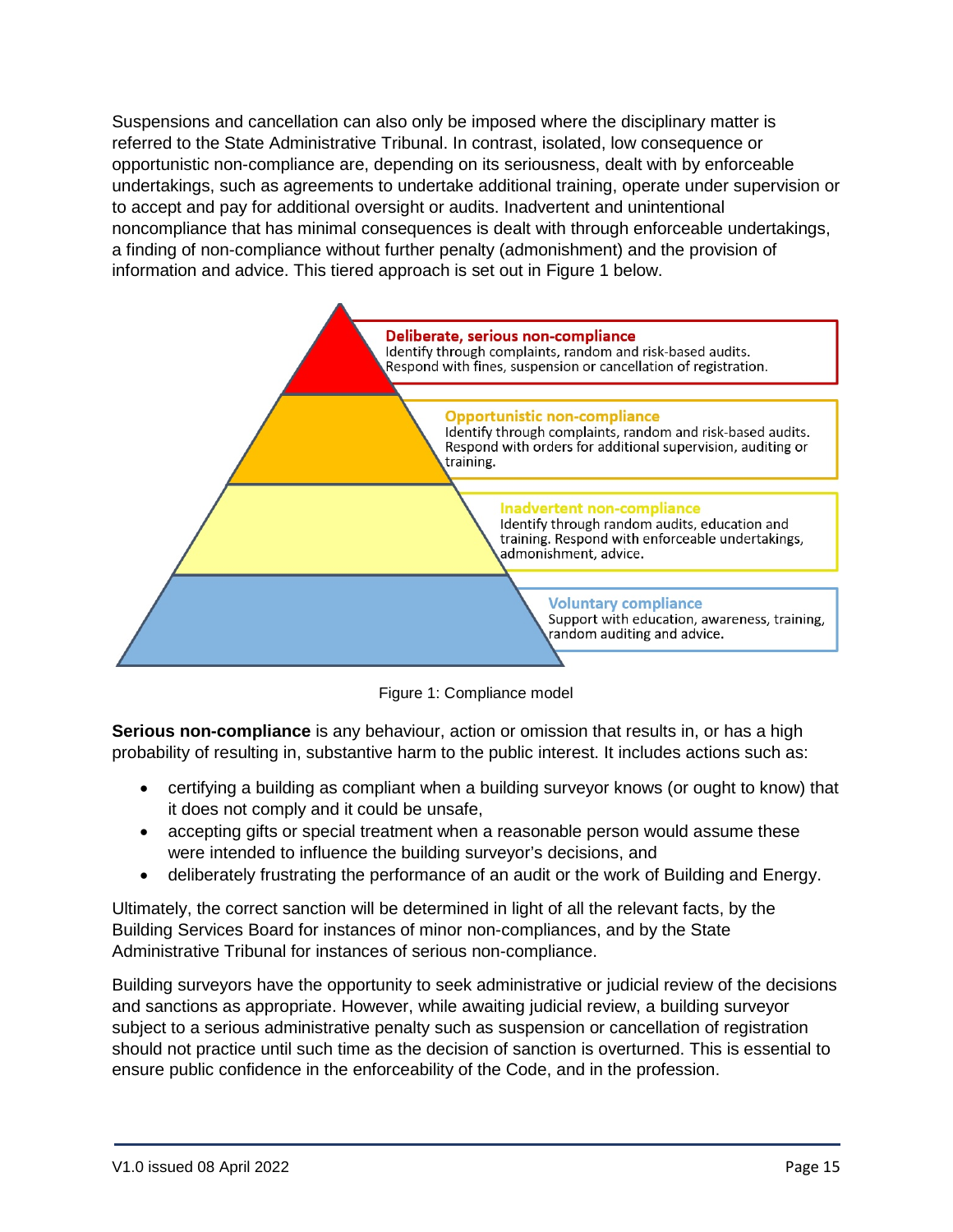Suspensions and cancellation can also only be imposed where the disciplinary matter is referred to the State Administrative Tribunal. In contrast, isolated, low consequence or opportunistic non-compliance are, depending on its seriousness, dealt with by enforceable undertakings, such as agreements to undertake additional training, operate under supervision or to accept and pay for additional oversight or audits. Inadvertent and unintentional noncompliance that has minimal consequences is dealt with through enforceable undertakings, a finding of non-compliance without further penalty (admonishment) and the provision of information and advice. This tiered approach is set out in Figure 1 below.

**Deliberate, serious non-compliance**
Identify through complaints, random and risk-based audits. Respond with fines, suspension or cancellation of registration.

**Opportunistic non-compliance**
Identify through complaints, random and risk-based audits. Respond with orders for additional supervision, auditing or training.

**Inadvertent non-compliance**
Identify through random audits, education and training. Respond with enforceable undertakings, admonishment, advice.

**Voluntary compliance**
Support with education, awareness, training, random auditing and advice.

Figure 1: Compliance model

**Serious non-compliance** is any behaviour, action or omission that results in, or has a high probability of resulting in, substantive harm to the public interest. It includes actions such as:

- certifying a building as compliant when a building surveyor knows (or ought to know) that it does not comply and it could be unsafe,
- accepting gifts or special treatment when a reasonable person would assume these were intended to influence the building surveyor's decisions, and
- deliberately frustrating the performance of an audit or the work of Building and Energy.

Ultimately, the correct sanction will be determined in light of all the relevant facts, by the Building Services Board for instances of minor non-compliances, and by the State Administrative Tribunal for instances of serious non-compliance.

Building surveyors have the opportunity to seek administrative or judicial review of the decisions and sanctions as appropriate. However, while awaiting judicial review, a building surveyor subject to a serious administrative penalty such as suspension or cancellation of registration should not practice until such time as the decision of sanction is overturned. This is essential to ensure public confidence in the enforceability of the Code, and in the profession.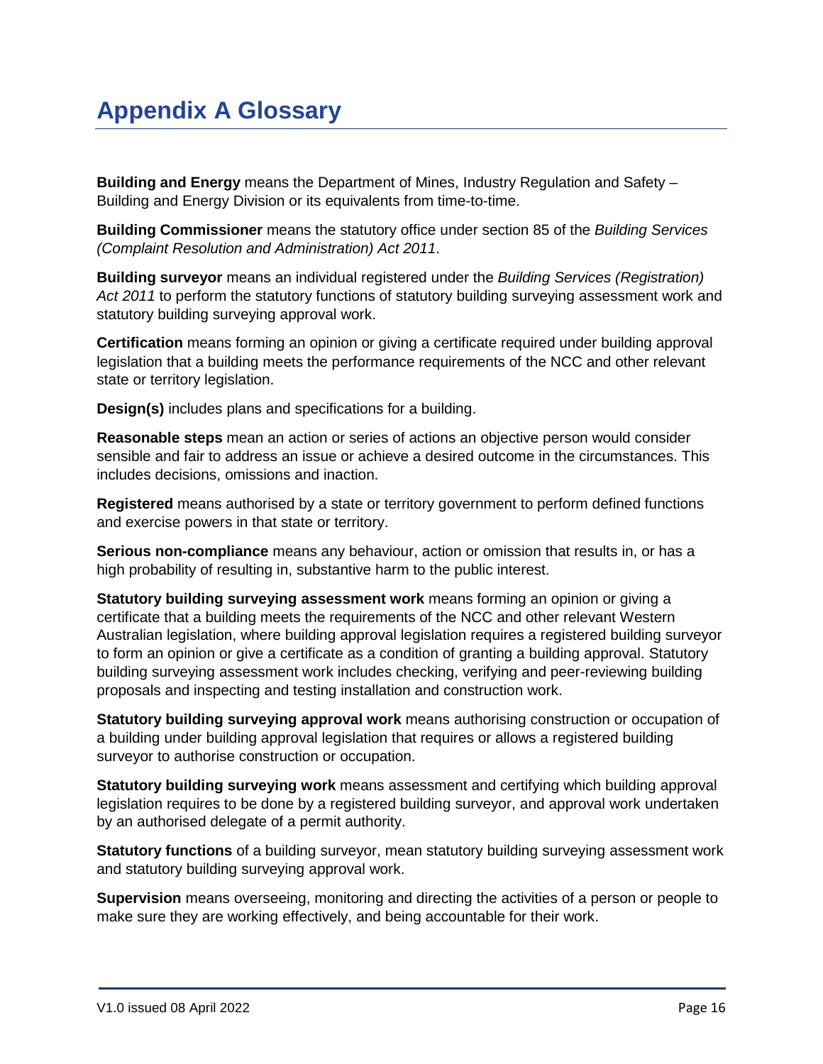# Appendix A Glossary

**Building and Energy** means the Department of Mines, Industry Regulation and Safety – Building and Energy Division or its equivalents from time-to-time.

**Building Commissioner** means the statutory office under section 85 of the *Building Services (Complaint Resolution and Administration) Act 2011*.

**Building surveyor** means an individual registered under the *Building Services (Registration) Act 2011* to perform the statutory functions of statutory building surveying assessment work and statutory building surveying approval work.

**Certification** means forming an opinion or giving a certificate required under building approval legislation that a building meets the performance requirements of the NCC and other relevant state or territory legislation.

**Design(s)** includes plans and specifications for a building.

**Reasonable steps** mean an action or series of actions an objective person would consider sensible and fair to address an issue or achieve a desired outcome in the circumstances. This includes decisions, omissions and inaction.

**Registered** means authorised by a state or territory government to perform defined functions and exercise powers in that state or territory.

**Serious non-compliance** means any behaviour, action or omission that results in, or has a high probability of resulting in, substantive harm to the public interest.

**Statutory building surveying assessment work** means forming an opinion or giving a certificate that a building meets the requirements of the NCC and other relevant Western Australian legislation, where building approval legislation requires a registered building surveyor to form an opinion or give a certificate as a condition of granting a building approval. Statutory building surveying assessment work includes checking, verifying and peer-reviewing building proposals and inspecting and testing installation and construction work.

**Statutory building surveying approval work** means authorising construction or occupation of a building under building approval legislation that requires or allows a registered building surveyor to authorise construction or occupation.

**Statutory building surveying work** means assessment and certifying which building approval legislation requires to be done by a registered building surveyor, and approval work undertaken by an authorised delegate of a permit authority.

**Statutory functions** of a building surveyor, mean statutory building surveying assessment work and statutory building surveying approval work.

**Supervision** means overseeing, monitoring and directing the activities of a person or people to make sure they are working effectively, and being accountable for their work.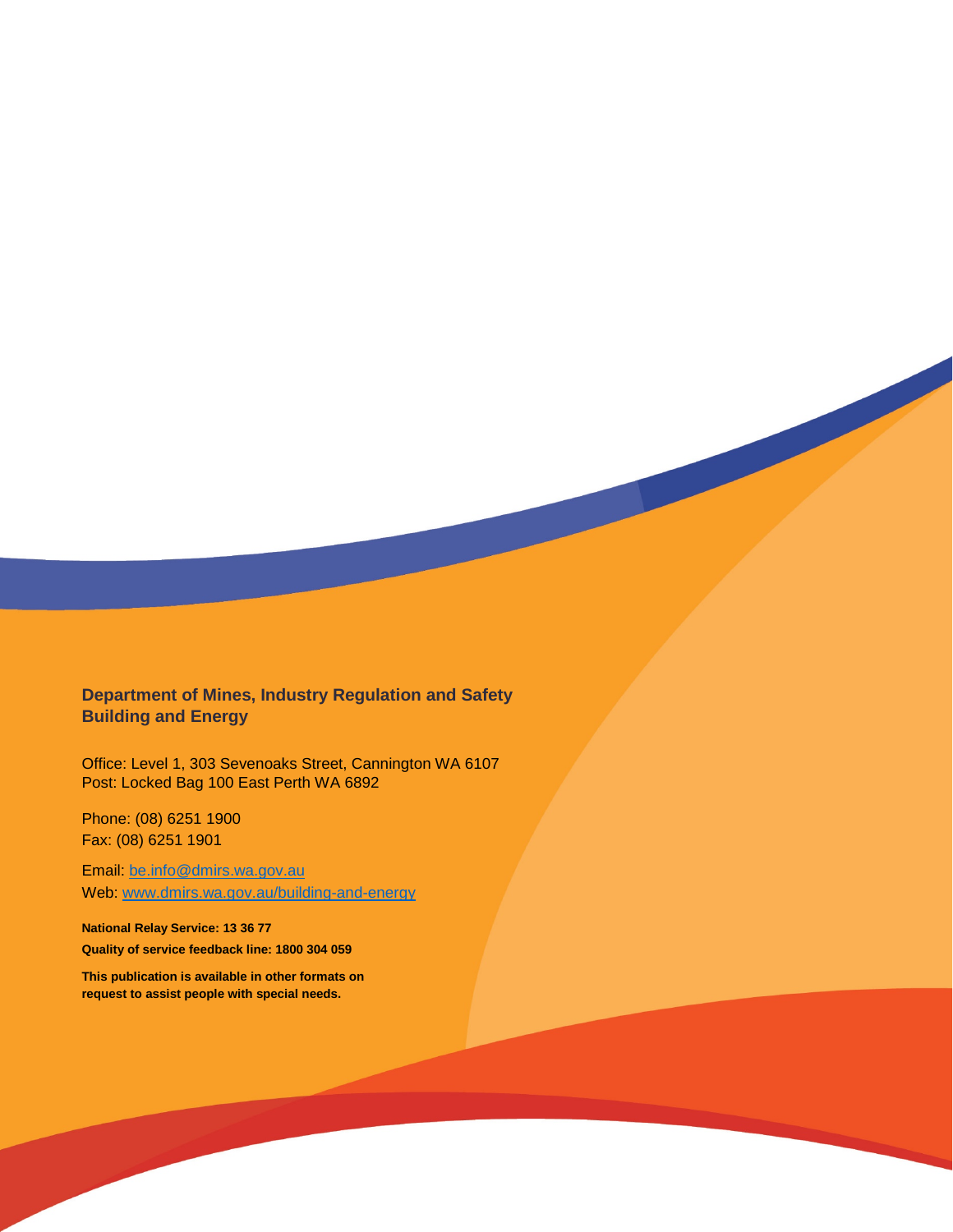**Department of Mines, Industry Regulation and Safety**
**Building and Energy**

Office: Level 1, 303 Sevenoaks Street, Cannington WA 6107
Post: Locked Bag 100 East Perth WA 6892

Phone: (08) 6251 1900
Fax: (08) 6251 1901

Email: be.info@dmirs.wa.gov.au
Web: www.dmirs.wa.gov.au/building-and-energy

**National Relay Service: 13 36 77**
**Quality of service feedback line: 1800 304 059**

**This publication is available in other formats on request to assist people with special needs.**